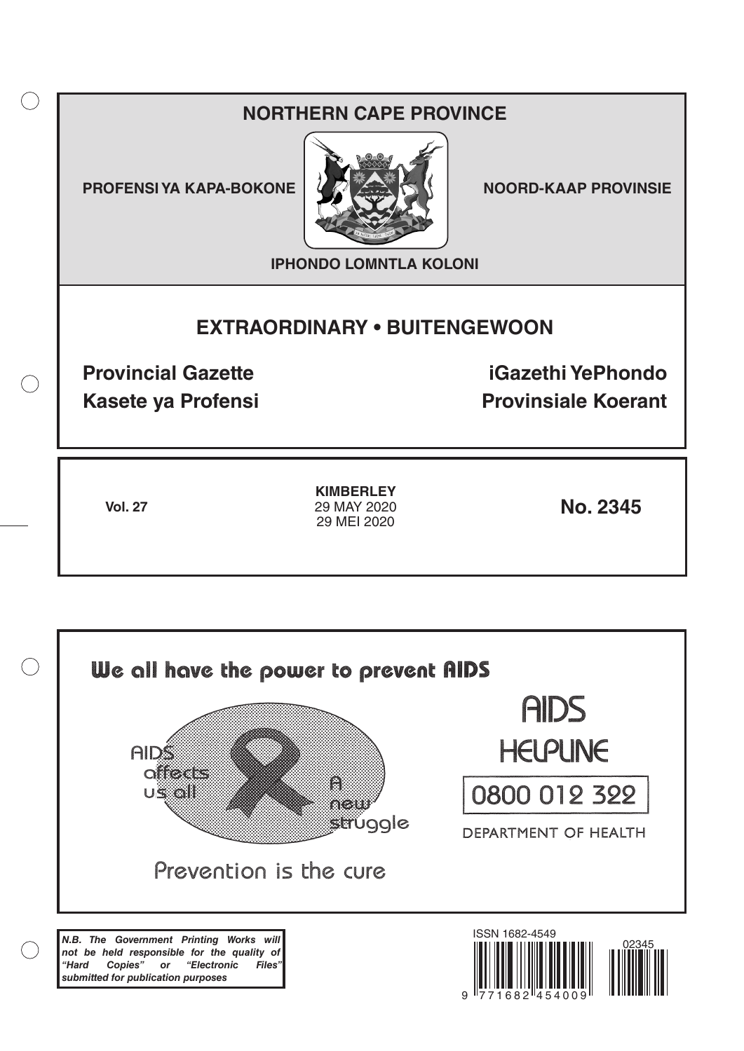# NORTHERN CAPE PROVINCE

**PROFENSI YA KAPA-BOKONE** | **NOORD-KAAP PROVINSIE**

**IPHONDO LOMNTLA KOLONI**

## EXTRAORDINARY • BUITENGEWOON

**Provincial Gazette** | **iGazethi YePhondo**

**Kasete ya Profensi** | **Provinsiale Koerant**

**Vol. 27**

**KIMBERLEY**
29 MAY 2020
29 MEI 2020

**No. 2345**

We all have the power to prevent AIDS

AIDS affects us all

A new struggle

Prevention is the cure

AIDS HELPLINE

0800 012 322

DEPARTMENT OF HEALTH

***N.B. The Government Printing Works will not be held responsible for the quality of "Hard Copies" or "Electronic Files" submitted for publication purposes***

ISSN 1682-4549

9 771682 454009

02345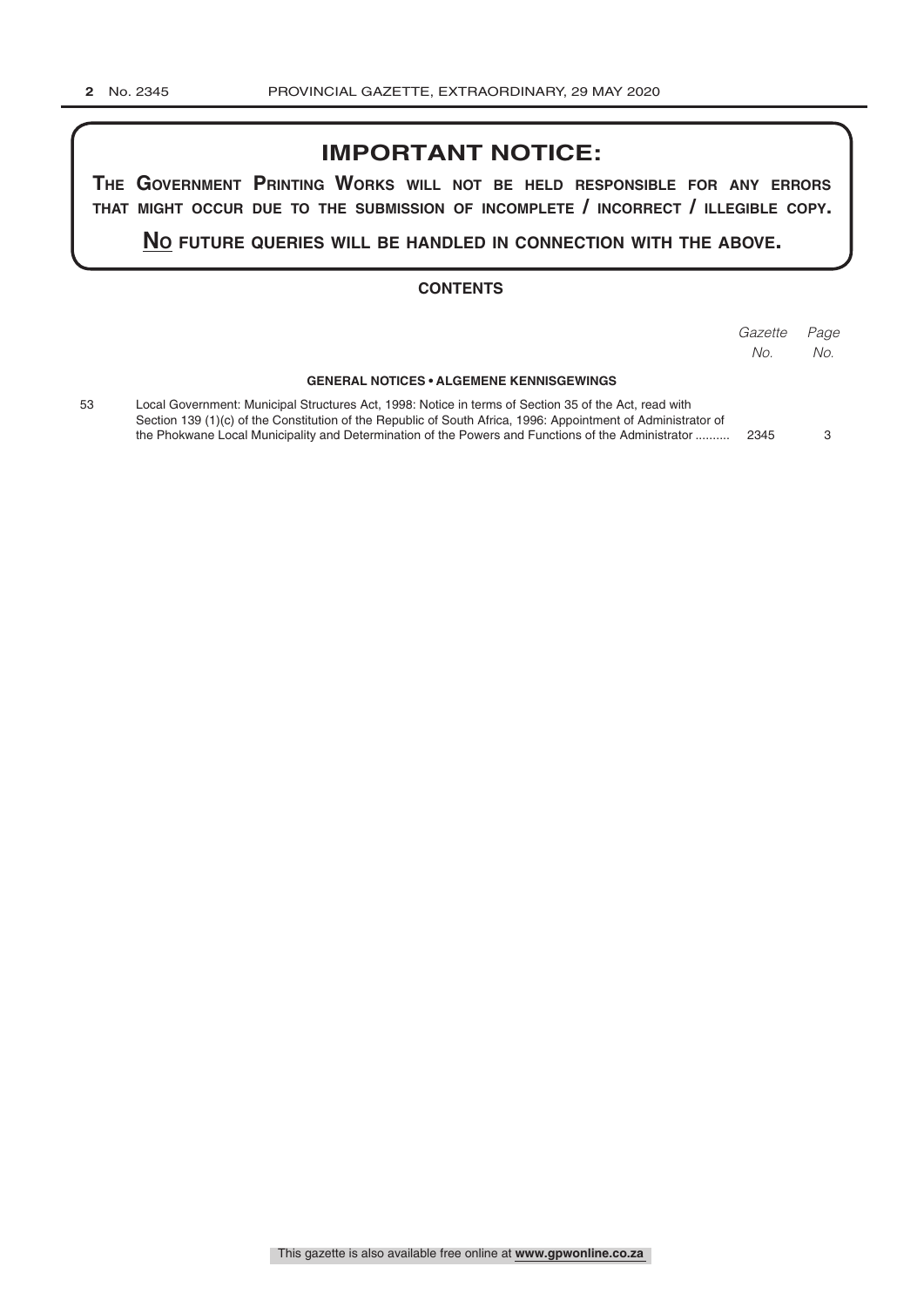## IMPORTANT NOTICE:

**THE GOVERNMENT PRINTING WORKS WILL NOT BE HELD RESPONSIBLE FOR ANY ERRORS THAT MIGHT OCCUR DUE TO THE SUBMISSION OF INCOMPLETE / INCORRECT / ILLEGIBLE COPY.**

**NO FUTURE QUERIES WILL BE HANDLED IN CONNECTION WITH THE ABOVE.**

### CONTENTS

| | | *Gazette No.* | *Page No.* |
|---|---|---|---|
| | **GENERAL NOTICES • ALGEMENE KENNISGEWINGS** | | |
| 53 | Local Government: Municipal Structures Act, 1998: Notice in terms of Section 35 of the Act, read with Section 139 (1)(c) of the Constitution of the Republic of South Africa, 1996: Appointment of Administrator of the Phokwane Local Municipality and Determination of the Powers and Functions of the Administrator .......... | 2345 | 3 |

This gazette is also available free online at **www.gpwonline.co.za**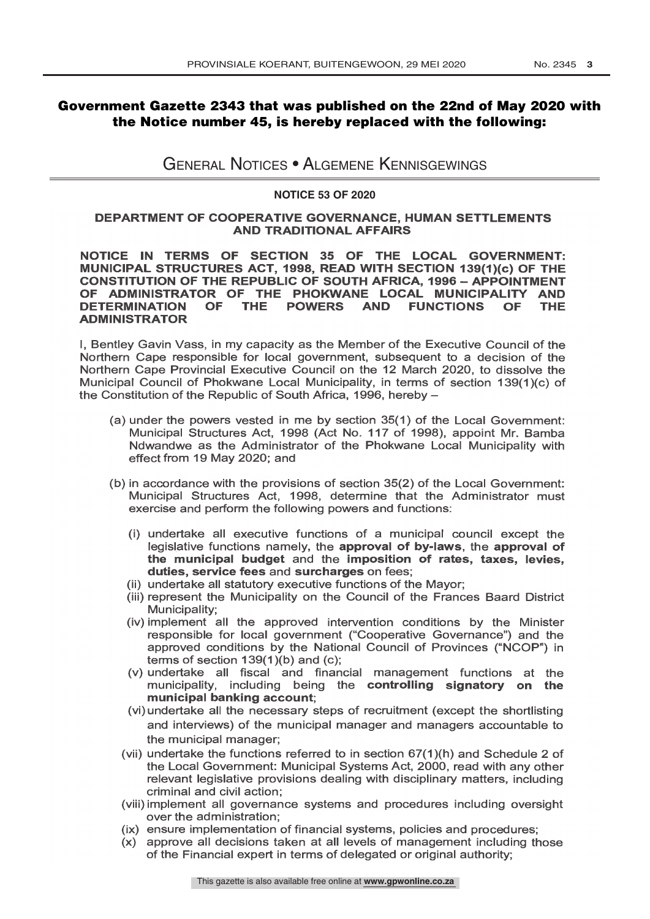**Government Gazette 2343 that was published on the 22nd of May 2020 with the Notice number 45, is hereby replaced with the following:**

# General Notices • Algemene Kennisgewings

## NOTICE 53 OF 2020

### DEPARTMENT OF COOPERATIVE GOVERNANCE, HUMAN SETTLEMENTS AND TRADITIONAL AFFAIRS

**NOTICE IN TERMS OF SECTION 35 OF THE LOCAL GOVERNMENT: MUNICIPAL STRUCTURES ACT, 1998, READ WITH SECTION 139(1)(c) OF THE CONSTITUTION OF THE REPUBLIC OF SOUTH AFRICA, 1996 – APPOINTMENT OF ADMINISTRATOR OF THE PHOKWANE LOCAL MUNICIPALITY AND DETERMINATION OF THE POWERS AND FUNCTIONS OF THE ADMINISTRATOR**

I, Bentley Gavin Vass, in my capacity as the Member of the Executive Council of the Northern Cape responsible for local government, subsequent to a decision of the Northern Cape Provincial Executive Council on the 12 March 2020, to dissolve the Municipal Council of Phokwane Local Municipality, in terms of section 139(1)(c) of the Constitution of the Republic of South Africa, 1996, hereby –

(a) under the powers vested in me by section 35(1) of the Local Government: Municipal Structures Act, 1998 (Act No. 117 of 1998), appoint Mr. Bamba Ndwandwe as the Administrator of the Phokwane Local Municipality with effect from 19 May 2020; and

(b) in accordance with the provisions of section 35(2) of the Local Government: Municipal Structures Act, 1998, determine that the Administrator must exercise and perform the following powers and functions:

(i) undertake all executive functions of a municipal council except the legislative functions namely, the **approval of by-laws**, the **approval of the municipal budget** and the **imposition of rates, taxes, levies, duties, service fees** and **surcharges** on fees;

(ii) undertake all statutory executive functions of the Mayor;

(iii) represent the Municipality on the Council of the Frances Baard District Municipality;

(iv) implement all the approved intervention conditions by the Minister responsible for local government ("Cooperative Governance") and the approved conditions by the National Council of Provinces ("NCOP") in terms of section 139(1)(b) and (c);

(v) undertake all fiscal and financial management functions at the municipality, including being the **controlling signatory on the municipal banking account**;

(vi) undertake all the necessary steps of recruitment (except the shortlisting and interviews) of the municipal manager and managers accountable to the municipal manager;

(vii) undertake the functions referred to in section 67(1)(h) and Schedule 2 of the Local Government: Municipal Systems Act, 2000, read with any other relevant legislative provisions dealing with disciplinary matters, including criminal and civil action;

(viii) implement all governance systems and procedures including oversight over the administration;

(ix) ensure implementation of financial systems, policies and procedures;

(x) approve all decisions taken at all levels of management including those of the Financial expert in terms of delegated or original authority;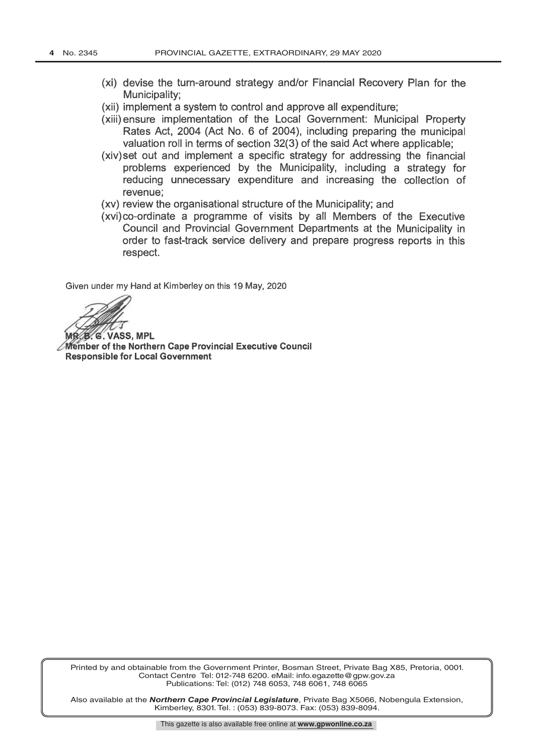(xi) devise the turn-around strategy and/or Financial Recovery Plan for the Municipality;

(xii) implement a system to control and approve all expenditure;

(xiii) ensure implementation of the Local Government: Municipal Property Rates Act, 2004 (Act No. 6 of 2004), including preparing the municipal valuation roll in terms of section 32(3) of the said Act where applicable;

(xiv) set out and implement a specific strategy for addressing the financial problems experienced by the Municipality, including a strategy for reducing unnecessary expenditure and increasing the collection of revenue;

(xv) review the organisational structure of the Municipality; and

(xvi) co-ordinate a programme of visits by all Members of the Executive Council and Provincial Government Departments at the Municipality in order to fast-track service delivery and prepare progress reports in this respect.

Given under my Hand at Kimberley on this 19 May, 2020

**MR. B. G. VASS, MPL**
**Member of the Northern Cape Provincial Executive Council**
**Responsible for Local Government**

Printed by and obtainable from the Government Printer, Bosman Street, Private Bag X85, Pretoria, 0001.
Contact Centre Tel: 012-748 6200. eMail: info.egazette@gpw.gov.za
Publications: Tel: (012) 748 6053, 748 6061, 748 6065

Also available at the ***Northern Cape Provincial Legislature***, Private Bag X5066, Nobengula Extension, Kimberley, 8301. Tel. : (053) 839-8073. Fax: (053) 839-8094.